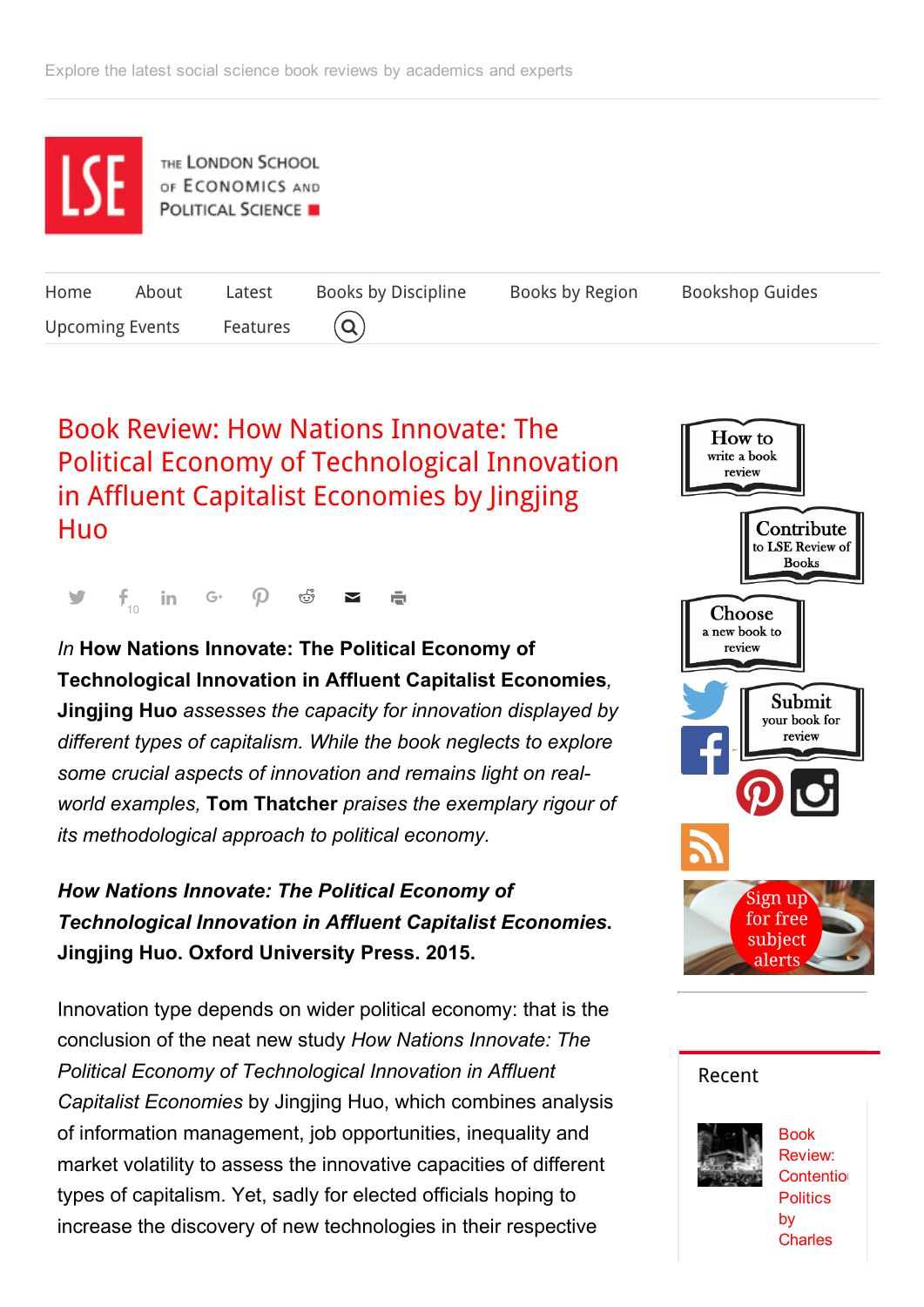Explore the latest social science book reviews by academics and experts

THE LONDON SCHOOL OF ECONOMICS AND POLITICAL SCIENCE

Home About Latest Books by Discipline Books by Region Bookshop Guides Upcoming Events Features

# Book Review: How Nations Innovate: The Political Economy of Technological Innovation in Affluent Capitalist Economies by Jingjing Huo

*In* **How Nations Innovate: The Political Economy of Technological Innovation in Affluent Capitalist Economies**, **Jingjing Huo** *assesses the capacity for innovation displayed by different types of capitalism. While the book neglects to explore some crucial aspects of innovation and remains light on real-world examples,* **Tom Thatcher** *praises the exemplary rigour of its methodological approach to political economy.*

***How Nations Innovate: The Political Economy of Technological Innovation in Affluent Capitalist Economies*. Jingjing Huo. Oxford University Press. 2015.**

Innovation type depends on wider political economy: that is the conclusion of the neat new study *How Nations Innovate: The Political Economy of Technological Innovation in Affluent Capitalist Economies* by Jingjing Huo, which combines analysis of information management, job opportunities, inequality and market volatility to assess the innovative capacities of different types of capitalism. Yet, sadly for elected officials hoping to increase the discovery of new technologies in their respective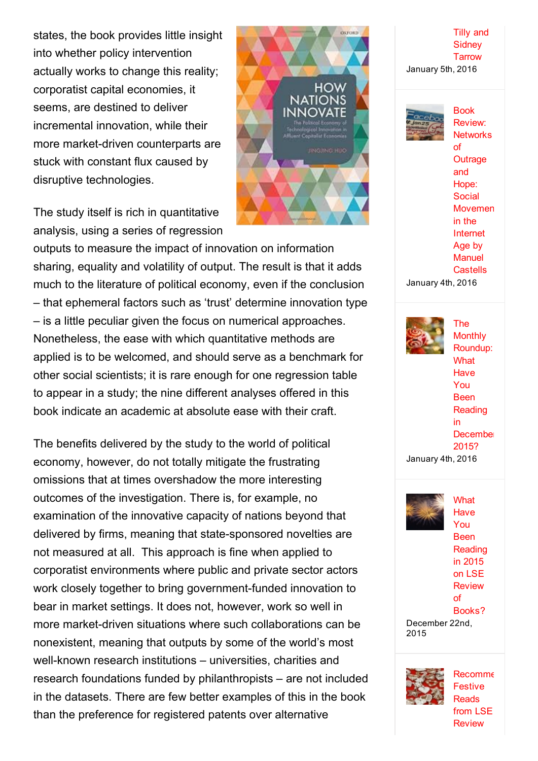states, the book provides little insight into whether policy intervention actually works to change this reality; corporatist capital economies, it seems, are destined to deliver incremental innovation, while their more market-driven counterparts are stuck with constant flux caused by disruptive technologies.

The study itself is rich in quantitative analysis, using a series of regression outputs to measure the impact of innovation on information sharing, equality and volatility of output. The result is that it adds much to the literature of political economy, even if the conclusion – that ephemeral factors such as 'trust' determine innovation type – is a little peculiar given the focus on numerical approaches. Nonetheless, the ease with which quantitative methods are applied is to be welcomed, and should serve as a benchmark for other social scientists; it is rare enough for one regression table to appear in a study; the nine different analyses offered in this book indicate an academic at absolute ease with their craft.

The benefits delivered by the study to the world of political economy, however, do not totally mitigate the frustrating omissions that at times overshadow the more interesting outcomes of the investigation. There is, for example, no examination of the innovative capacity of nations beyond that delivered by firms, meaning that state-sponsored novelties are not measured at all. This approach is fine when applied to corporatist environments where public and private sector actors work closely together to bring government-funded innovation to bear in market settings. It does not, however, work so well in more market-driven situations where such collaborations can be nonexistent, meaning that outputs by some of the world's most well-known research institutions – universities, charities and research foundations funded by philanthropists – are not included in the datasets. There are few better examples of this in the book than the preference for registered patents over alternative

Tilly and Sidney Tarrow
January 5th, 2016

Book Review: Networks of Outrage and Hope: Social Movements in the Internet Age by Manuel Castells
January 4th, 2016

The Monthly Roundup: What Have You Been Reading in December 2015?
January 4th, 2016

What Have You Been Reading in 2015 on LSE Review of Books?
December 22nd, 2015

Recommended Festive Reads from LSE Review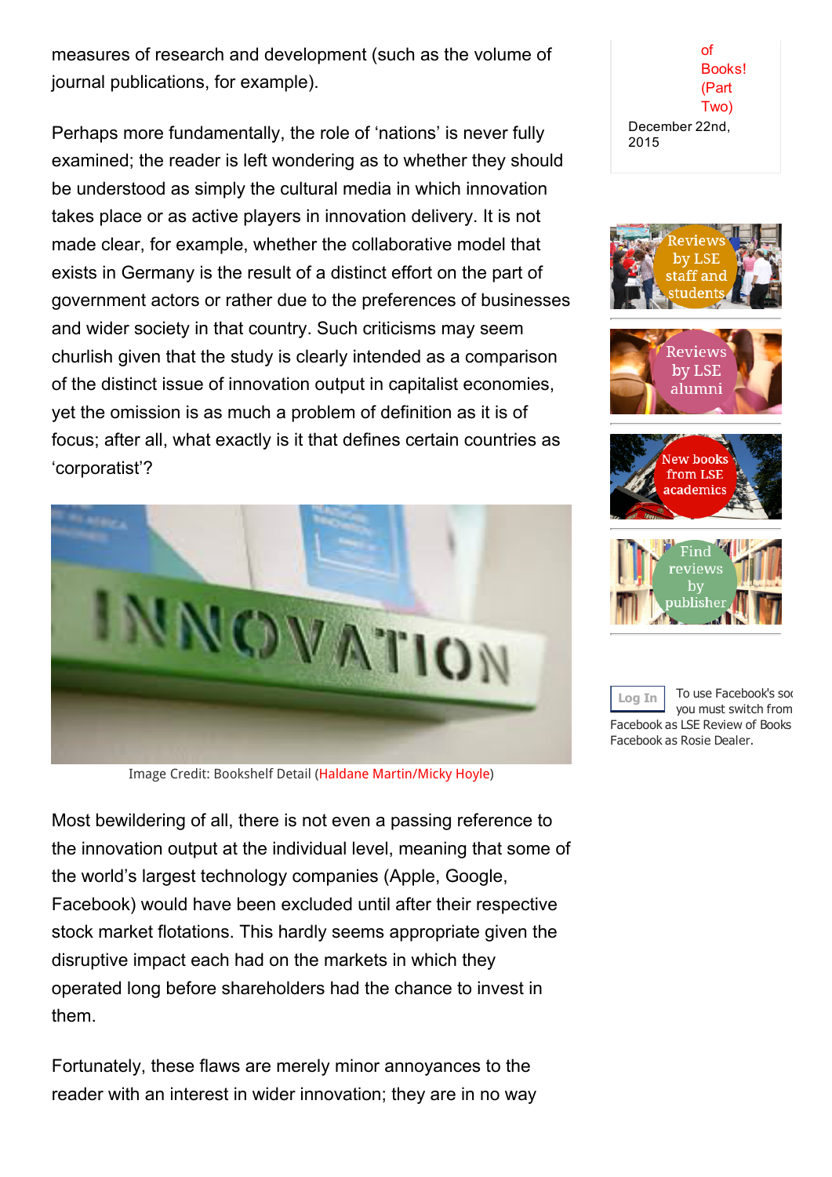measures of research and development (such as the volume of journal publications, for example).

Perhaps more fundamentally, the role of 'nations' is never fully examined; the reader is left wondering as to whether they should be understood as simply the cultural media in which innovation takes place or as active players in innovation delivery. It is not made clear, for example, whether the collaborative model that exists in Germany is the result of a distinct effort on the part of government actors or rather due to the preferences of businesses and wider society in that country. Such criticisms may seem churlish given that the study is clearly intended as a comparison of the distinct issue of innovation output in capitalist economies, yet the omission is as much a problem of definition as it is of focus; after all, what exactly is it that defines certain countries as 'corporatist'?

Image Credit: Bookshelf Detail (Haldane Martin/Micky Hoyle)

Most bewildering of all, there is not even a passing reference to the innovation output at the individual level, meaning that some of the world's largest technology companies (Apple, Google, Facebook) would have been excluded until after their respective stock market flotations. This hardly seems appropriate given the disruptive impact each had on the markets in which they operated long before shareholders had the chance to invest in them.

Fortunately, these flaws are merely minor annoyances to the reader with an interest in wider innovation; they are in no way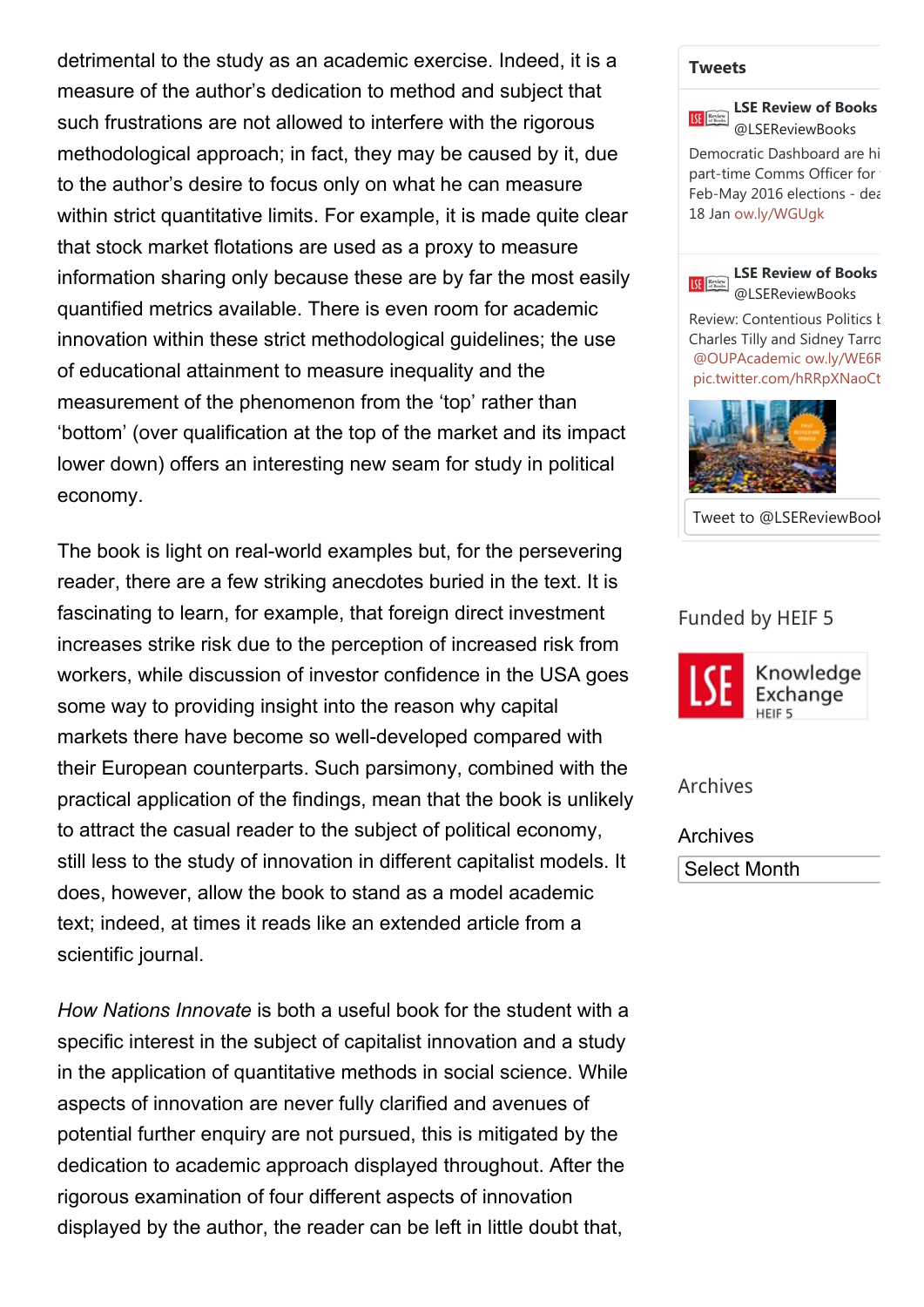detrimental to the study as an academic exercise. Indeed, it is a measure of the author's dedication to method and subject that such frustrations are not allowed to interfere with the rigorous methodological approach; in fact, they may be caused by it, due to the author's desire to focus only on what he can measure within strict quantitative limits. For example, it is made quite clear that stock market flotations are used as a proxy to measure information sharing only because these are by far the most easily quantified metrics available. There is even room for academic innovation within these strict methodological guidelines; the use of educational attainment to measure inequality and the measurement of the phenomenon from the 'top' rather than 'bottom' (over qualification at the top of the market and its impact lower down) offers an interesting new seam for study in political economy.

The book is light on real-world examples but, for the persevering reader, there are a few striking anecdotes buried in the text. It is fascinating to learn, for example, that foreign direct investment increases strike risk due to the perception of increased risk from workers, while discussion of investor confidence in the USA goes some way to providing insight into the reason why capital markets there have become so well-developed compared with their European counterparts. Such parsimony, combined with the practical application of the findings, mean that the book is unlikely to attract the casual reader to the subject of political economy, still less to the study of innovation in different capitalist models. It does, however, allow the book to stand as a model academic text; indeed, at times it reads like an extended article from a scientific journal.

*How Nations Innovate* is both a useful book for the student with a specific interest in the subject of capitalist innovation and a study in the application of quantitative methods in social science. While aspects of innovation are never fully clarified and avenues of potential further enquiry are not pursued, this is mitigated by the dedication to academic approach displayed throughout. After the rigorous examination of four different aspects of innovation displayed by the author, the reader can be left in little doubt that,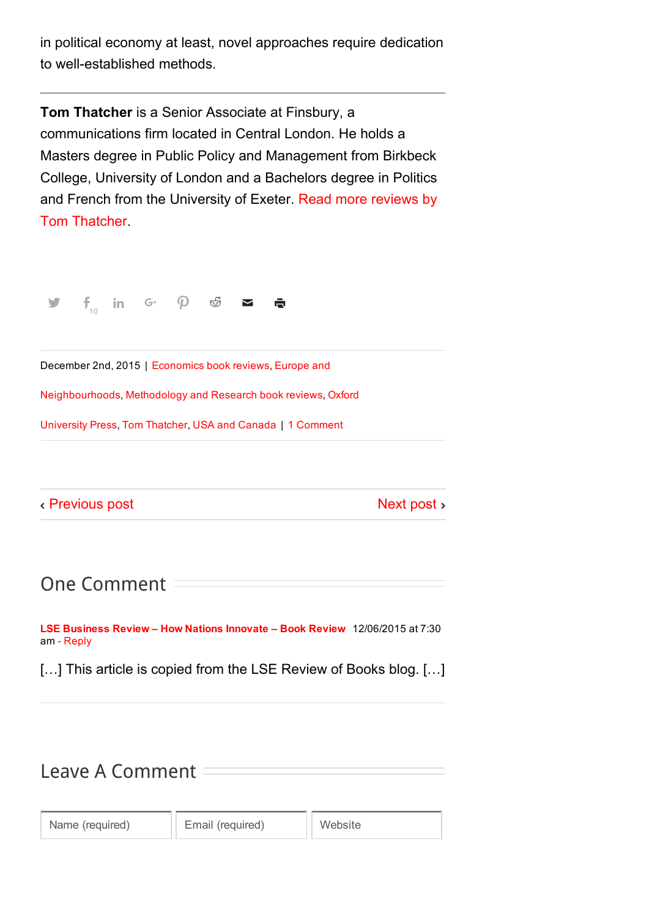in political economy at least, novel approaches require dedication to well-established methods.

---

**Tom Thatcher** is a Senior Associate at Finsbury, a communications firm located in Central London. He holds a Masters degree in Public Policy and Management from Birkbeck College, University of London and a Bachelors degree in Politics and French from the University of Exeter. Read more reviews by Tom Thatcher.

December 2nd, 2015 | Economics book reviews, Europe and Neighbourhoods, Methodology and Research book reviews, Oxford University Press, Tom Thatcher, USA and Canada | 1 Comment

‹ Previous post Next post ›

## One Comment

**LSE Business Review – How Nations Innovate – Book Review** 12/06/2015 at 7:30 am - Reply

[…] This article is copied from the LSE Review of Books blog. […]

## Leave A Comment

Name (required) | Email (required) | Website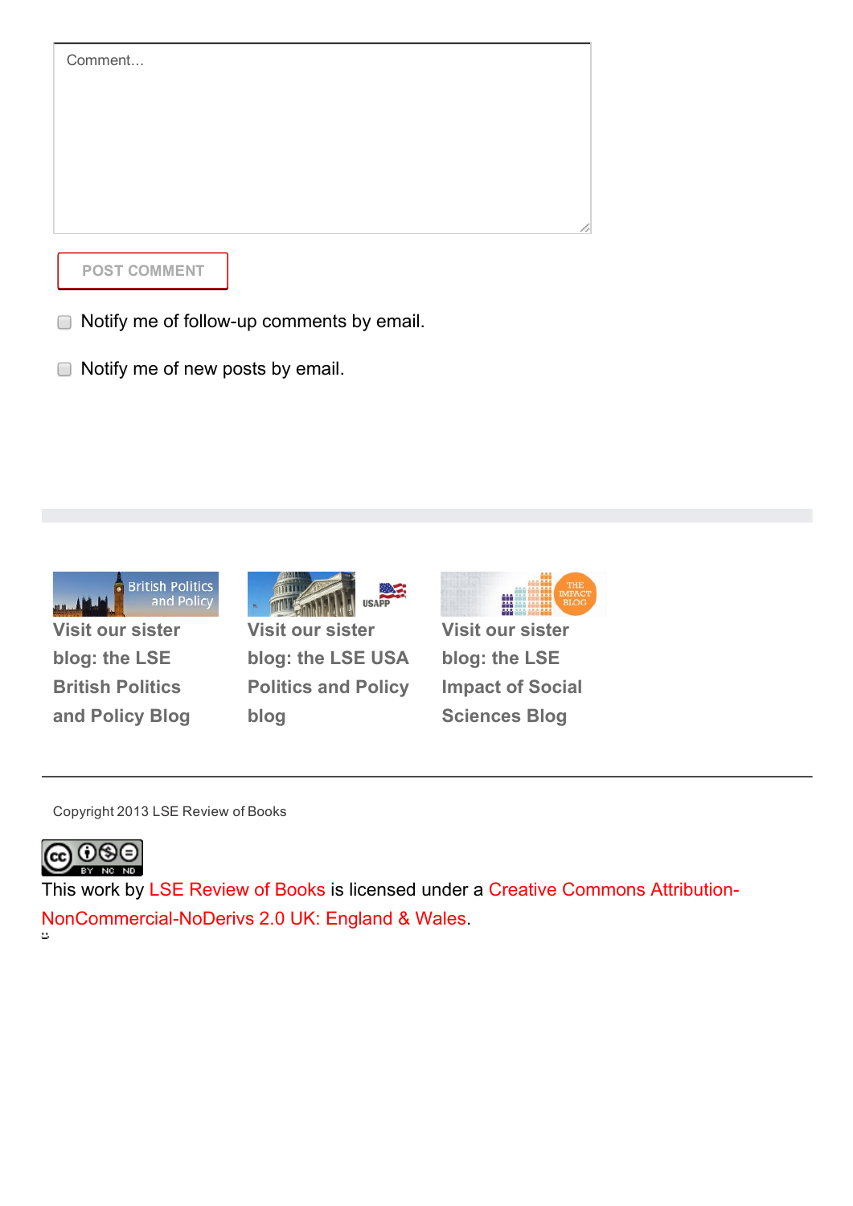Comment...

POST COMMENT

Notify me of follow-up comments by email.

Notify me of new posts by email.

Visit our sister blog: the LSE British Politics and Policy Blog

Visit our sister blog: the LSE USA Politics and Policy blog

Visit our sister blog: the LSE Impact of Social Sciences Blog

Copyright 2013 LSE Review of Books

This work by LSE Review of Books is licensed under a Creative Commons Attribution-NonCommercial-NoDerivs 2.0 UK: England & Wales.